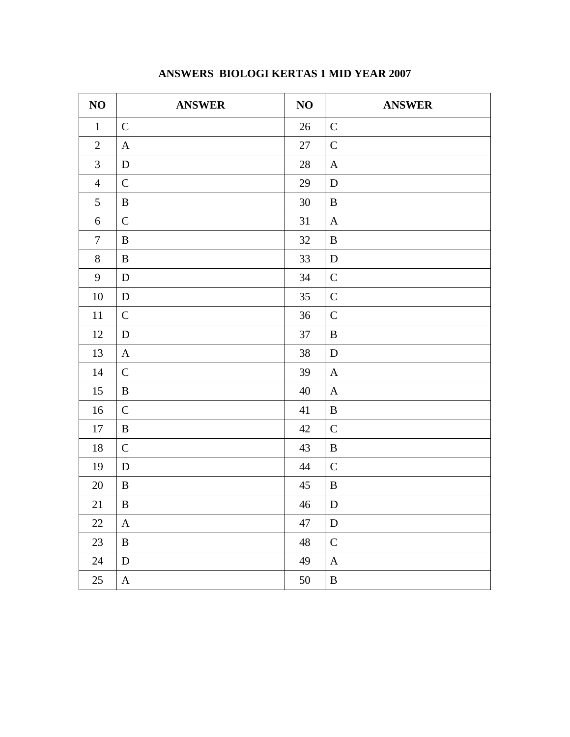# ANSWERS BIOLOGI KERTAS 1 MID YEAR 2007

| NO | ANSWER | NO | ANSWER |
|---|---|---|---|
| 1 | C | 26 | C |
| 2 | A | 27 | C |
| 3 | D | 28 | A |
| 4 | C | 29 | D |
| 5 | B | 30 | B |
| 6 | C | 31 | A |
| 7 | B | 32 | B |
| 8 | B | 33 | D |
| 9 | D | 34 | C |
| 10 | D | 35 | C |
| 11 | C | 36 | C |
| 12 | D | 37 | B |
| 13 | A | 38 | D |
| 14 | C | 39 | A |
| 15 | B | 40 | A |
| 16 | C | 41 | B |
| 17 | B | 42 | C |
| 18 | C | 43 | B |
| 19 | D | 44 | C |
| 20 | B | 45 | B |
| 21 | B | 46 | D |
| 22 | A | 47 | D |
| 23 | B | 48 | C |
| 24 | D | 49 | A |
| 25 | A | 50 | B |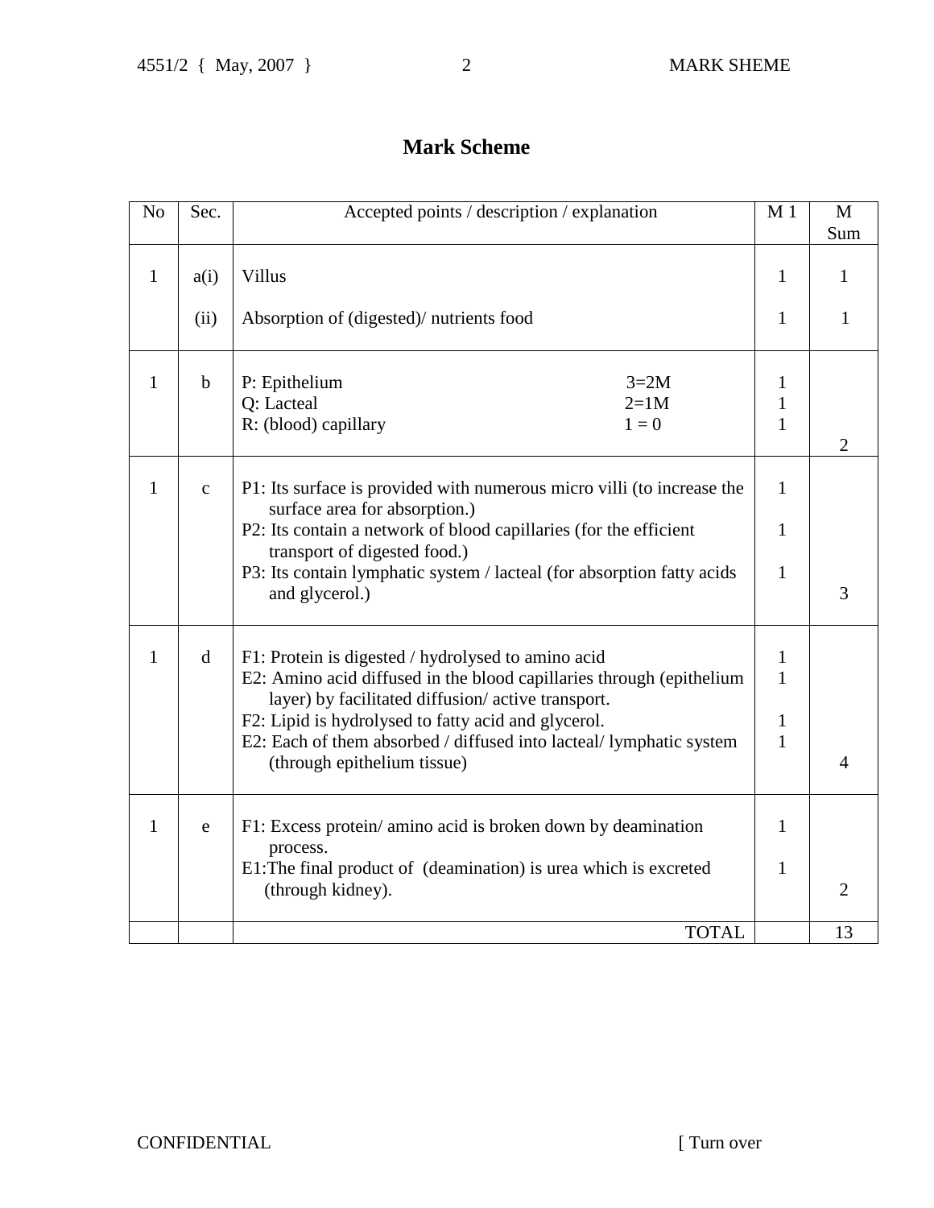# Mark Scheme

| No | Sec. | Accepted points / description / explanation | M 1 | M Sum |
|---|---|---|---|---|
| 1 | a(i) | Villus | 1 | 1 |
| | (ii) | Absorption of (digested)/ nutrients food | 1 | 1 |
| 1 | b | P: Epithelium 3=2M<br>Q: Lacteal 2=1M<br>R: (blood) capillary 1 = 0 | 1<br>1<br>1 | 2 |
| 1 | c | P1: Its surface is provided with numerous micro villi (to increase the surface area for absorption.)<br>P2: Its contain a network of blood capillaries (for the efficient transport of digested food.)<br>P3: Its contain lymphatic system / lacteal (for absorption fatty acids and glycerol.) | 1<br>1<br>1 | 3 |
| 1 | d | F1: Protein is digested / hydrolysed to amino acid<br>E2: Amino acid diffused in the blood capillaries through (epithelium layer) by facilitated diffusion/ active transport.<br>F2: Lipid is hydrolysed to fatty acid and glycerol.<br>E2: Each of them absorbed / diffused into lacteal/ lymphatic system (through epithelium tissue) | 1<br>1<br>1<br>1 | 4 |
| 1 | e | F1: Excess protein/ amino acid is broken down by deamination process.<br>E1:The final product of (deamination) is urea which is excreted (through kidney). | 1<br>1 | 2 |
| | | TOTAL | | 13 |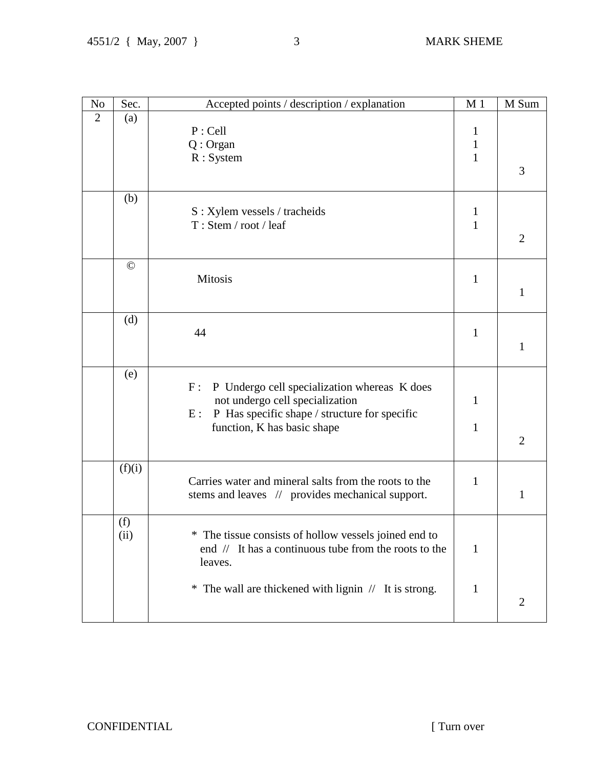| No | Sec. | Accepted points / description / explanation | M 1 | M Sum |
|---|---|---|---|---|
| 2 | (a) | P : Cell<br>Q : Organ<br>R : System | 1<br>1<br>1 | 3 |
| | (b) | S : Xylem vessels / tracheids<br>T : Stem / root / leaf | 1<br>1 | 2 |
| | © | Mitosis | 1 | 1 |
| | (d) | 44 | 1 | 1 |
| | (e) | F : P Undergo cell specialization whereas K does not undergo cell specialization<br>E : P Has specific shape / structure for specific function, K has basic shape | 1<br>1 | 2 |
| | (f)(i) | Carries water and mineral salts from the roots to the stems and leaves // provides mechanical support. | 1 | 1 |
| | (f)(ii) | * The tissue consists of hollow vessels joined end to end // It has a continuous tube from the roots to the leaves.<br>* The wall are thickened with lignin // It is strong. | 1<br>1 | 2 |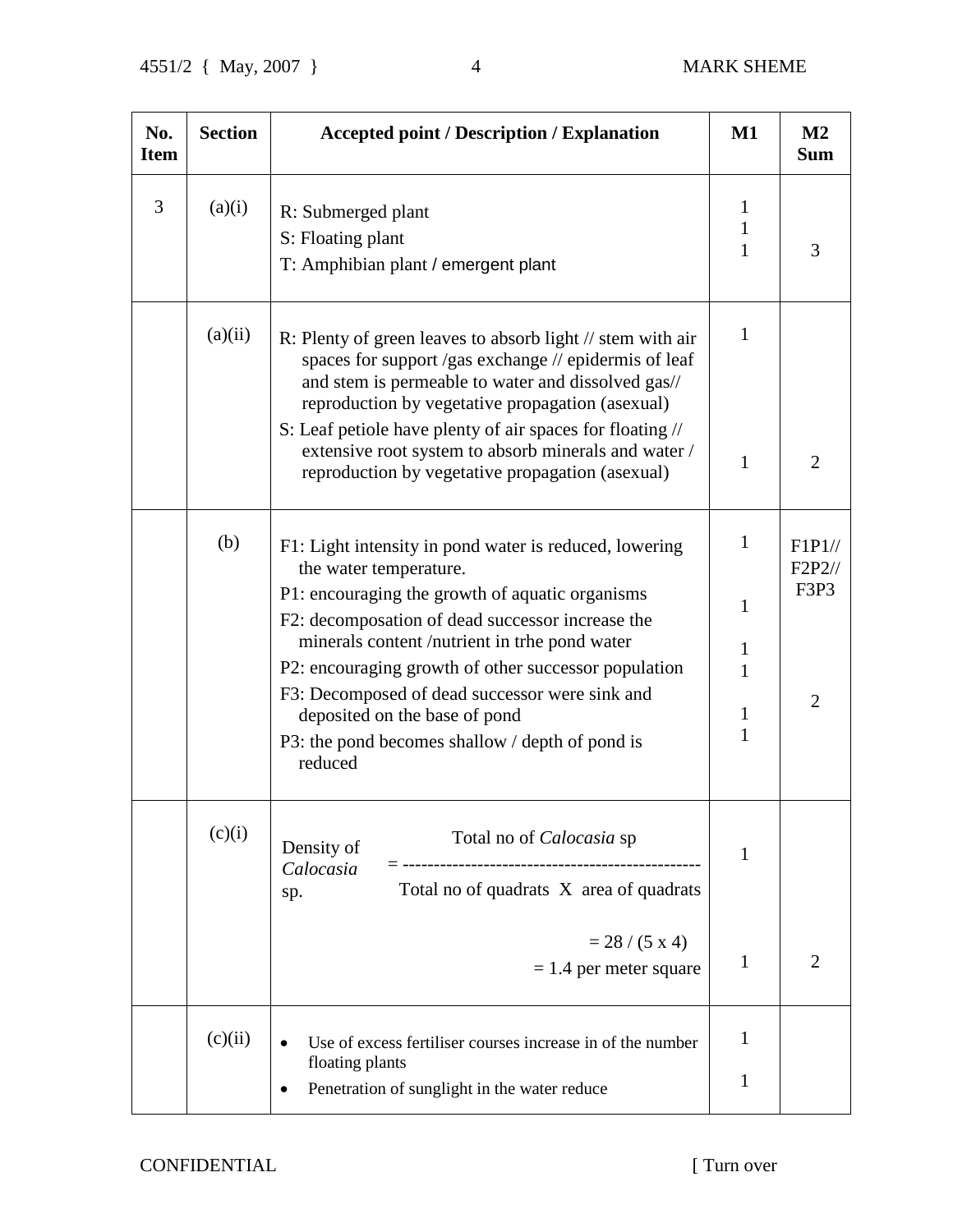| No. Item | Section | Accepted point / Description / Explanation | M1 | M2 Sum |
|---|---|---|---|---|
| 3 | (a)(i) | R: Submerged plant<br>S: Floating plant<br>T: Amphibian plant / emergent plant | 1<br>1<br>1 | 3 |
| | (a)(ii) | R: Plenty of green leaves to absorb light // stem with air spaces for support /gas exchange // epidermis of leaf and stem is permeable to water and dissolved gas// reproduction by vegetative propagation (asexual)<br>S: Leaf petiole have plenty of air spaces for floating // extensive root system to absorb minerals and water / reproduction by vegetative propagation (asexual) | 1<br><br>1 | 2 |
| | (b) | F1: Light intensity in pond water is reduced, lowering the water temperature.<br>P1: encouraging the growth of aquatic organisms<br>F2: decomposation of dead successor increase the minerals content /nutrient in trhe pond water<br>P2: encouraging growth of other successor population<br>F3: Decomposed of dead successor were sink and deposited on the base of pond<br>P3: the pond becomes shallow / depth of pond is reduced | 1<br><br>1<br><br>1<br>1<br><br>1<br>1 | F1P1//<br>F2P2//<br>F3P3<br><br>2 |
| | (c)(i) | Density of *Calocasia* sp. $= \dfrac{\text{Total no of } Calocasia \text{ sp}}{\text{Total no of quadrats X area of quadrats}}$<br><br>= 28 / (5 x 4)<br>= 1.4 per meter square | 1<br><br><br>1 | 2 |
| | (c)(ii) | • Use of excess fertiliser courses increase in of the number floating plants<br>• Penetration of sunglight in the water reduce | 1<br><br>1 | |

CONFIDENTIAL [ Turn over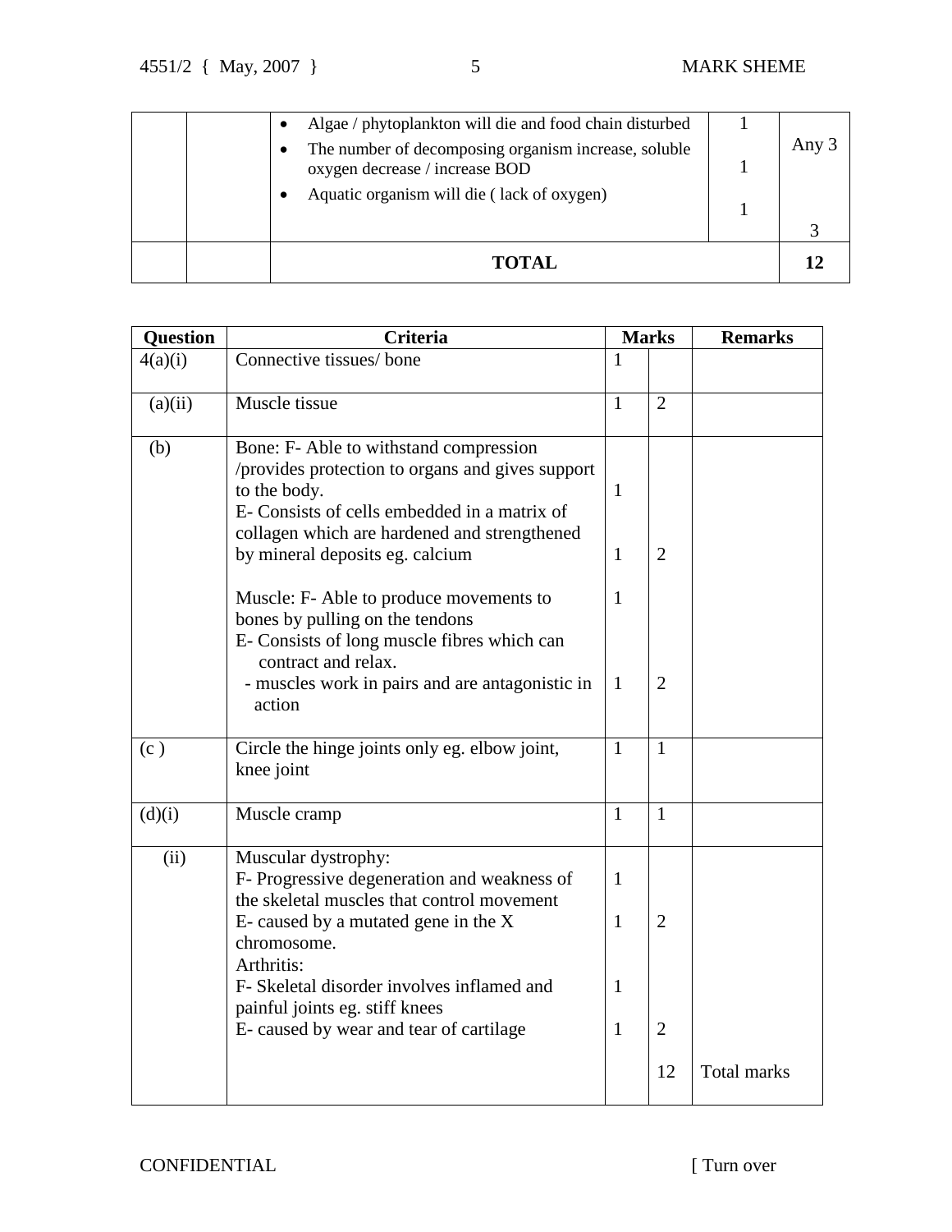| | | Criteria | Marks | |
|---|---|---|---|---|
| | | • Algae / phytoplankton will die and food chain disturbed | 1 | Any 3 |
| | | • The number of decomposing organism increase, soluble oxygen decrease / increase BOD | 1 | |
| | | • Aquatic organism will die ( lack of oxygen) | 1 | 3 |
| | | **TOTAL** | | **12** |

| Question | Criteria | Marks | | Remarks |
|---|---|---|---|---|
| 4(a)(i) | Connective tissues/ bone | 1 | | |
| (a)(ii) | Muscle tissue | 1 | 2 | |
| (b) | Bone: F- Able to withstand compression /provides protection to organs and gives support to the body. | 1 | | |
| | E- Consists of cells embedded in a matrix of collagen which are hardened and strengthened by mineral deposits eg. calcium | 1 | 2 | |
| | Muscle: F- Able to produce movements to bones by pulling on the tendons | 1 | | |
| | E- Consists of long muscle fibres which can contract and relax. - muscles work in pairs and are antagonistic in action | 1 | 2 | |
| (c ) | Circle the hinge joints only eg. elbow joint, knee joint | 1 | 1 | |
| (d)(i) | Muscle cramp | 1 | 1 | |
| (ii) | Muscular dystrophy: F- Progressive degeneration and weakness of the skeletal muscles that control movement | 1 | | |
| | E- caused by a mutated gene in the X chromosome. | 1 | 2 | |
| | Arthritis: F- Skeletal disorder involves inflamed and painful joints eg. stiff knees | 1 | | |
| | E- caused by wear and tear of cartilage | 1 | 2 | |
| | | | 12 | Total marks |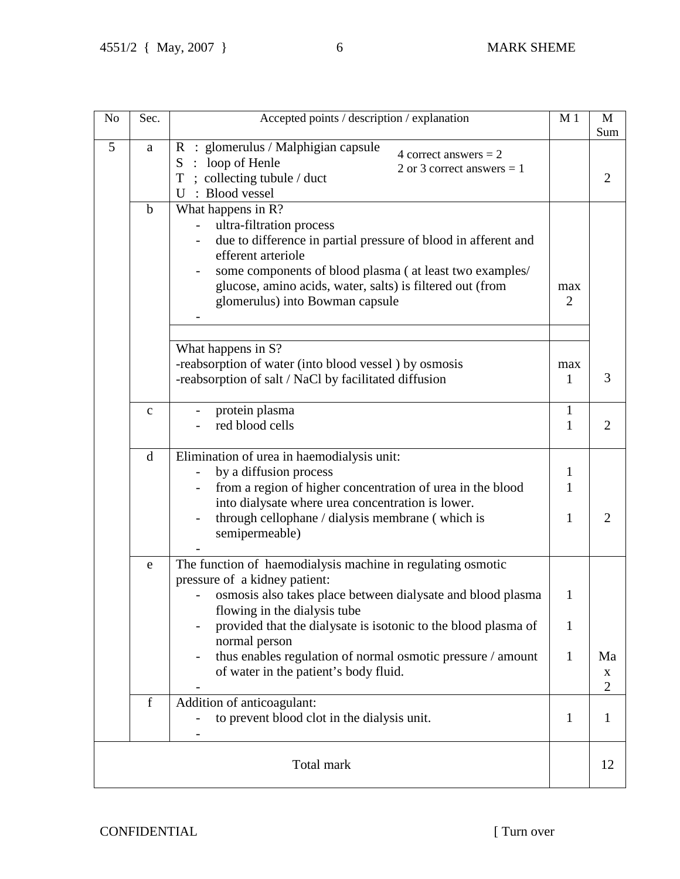| No | Sec. | Accepted points / description / explanation | M 1 | M Sum |
|---|---|---|---|---|
| 5 | a | R : glomerulus / Malphigian capsule<br>S : loop of Henle<br>T ; collecting tubule / duct<br>U : Blood vessel<br>4 correct answers = 2<br>2 or 3 correct answers = 1 | | 2 |
| | b | What happens in R?<br>- ultra-filtration process<br>- due to difference in partial pressure of blood in afferent and efferent arteriole<br>- some components of blood plasma ( at least two examples/ glucose, amino acids, water, salts) is filtered out (from glomerulus) into Bowman capsule<br>- | max 2 | |
| | | | | |
| | | What happens in S?<br>-reabsorption of water (into blood vessel ) by osmosis<br>-reabsorption of salt / NaCl by facilitated diffusion | max 1 | 3 |
| | c | - protein plasma<br>- red blood cells | 1<br>1 | 2 |
| | d | Elimination of urea in haemodialysis unit:<br>- by a diffusion process<br>- from a region of higher concentration of urea in the blood into dialysate where urea concentration is lower.<br>- through cellophane / dialysis membrane ( which is semipermeable)<br>- | 1<br>1<br>1 | 2 |
| | e | The function of haemodialysis machine in regulating osmotic pressure of a kidney patient:<br>- osmosis also takes place between dialysate and blood plasma flowing in the dialysis tube<br>- provided that the dialysate is isotonic to the blood plasma of normal person<br>- thus enables regulation of normal osmotic pressure / amount of water in the patient's body fluid.<br>- | 1<br>1<br>1 | Max 2 |
| | f | Addition of anticoagulant:<br>- to prevent blood clot in the dialysis unit.<br>- | 1 | 1 |
| | | Total mark | | 12 |

CONFIDENTIAL [ Turn over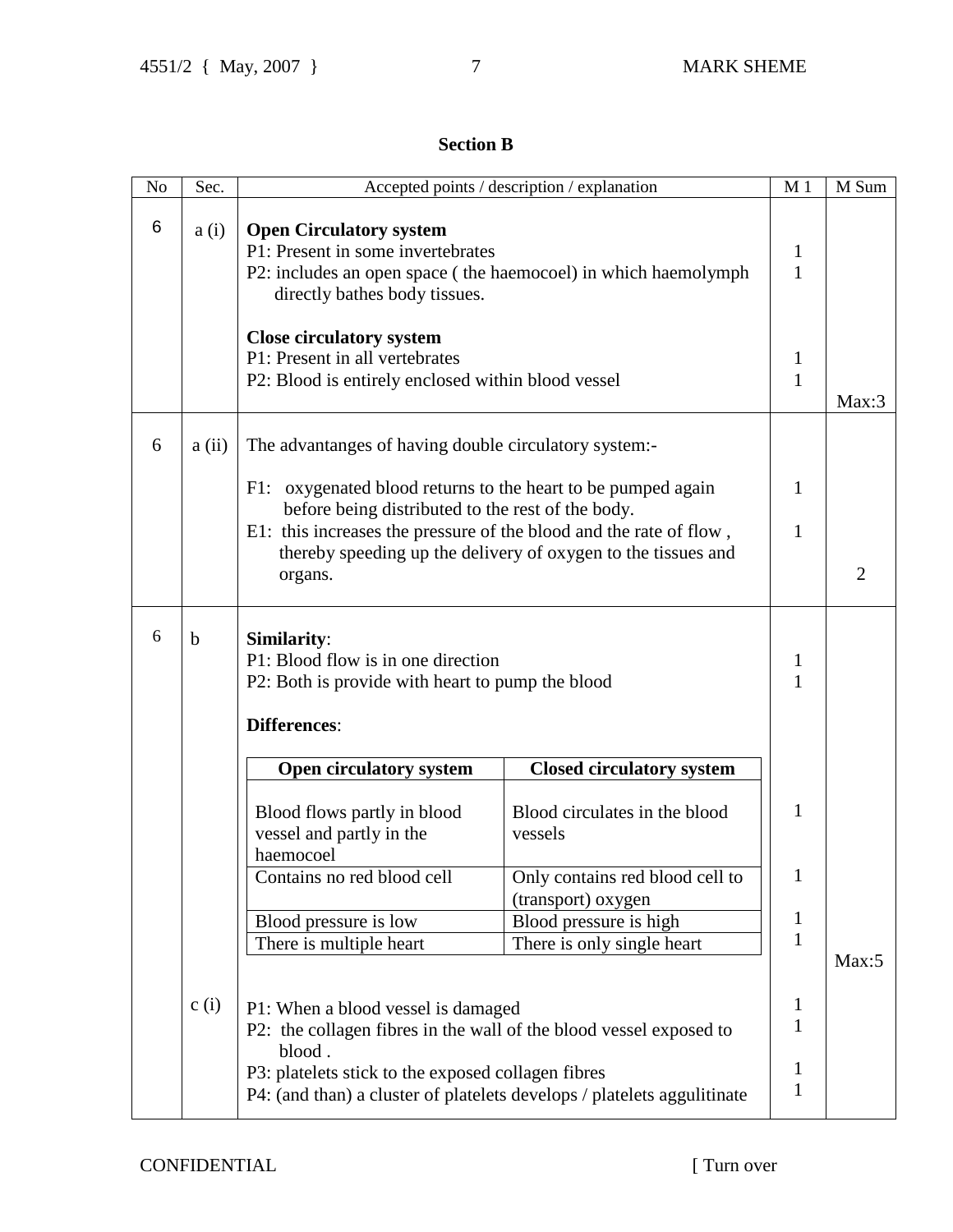## Section B

| No | Sec. | Accepted points / description / explanation | M 1 | M Sum |
|---|---|---|---|---|
| 6 | a (i) | **Open Circulatory system**<br>P1: Present in some invertebrates<br>P2: includes an open space ( the haemocoel) in which haemolymph directly bathes body tissues.<br><br>**Close circulatory system**<br>P1: Present in all vertebrates<br>P2: Blood is entirely enclosed within blood vessel | <br>1<br>1<br><br><br>1<br>1 | Max:3 |
| 6 | a (ii) | The advantanges of having double circulatory system:-<br><br>F1: oxygenated blood returns to the heart to be pumped again before being distributed to the rest of the body.<br>E1: this increases the pressure of the blood and the rate of flow , thereby speeding up the delivery of oxygen to the tissues and organs. | <br><br>1<br><br>1 | 2 |
| 6 | b | **Similarity**:<br>P1: Blood flow is in one direction<br>P2: Both is provide with heart to pump the blood<br><br>**Differences**: | <br>1<br>1 | Max:5 |

| Open circulatory system | Closed circulatory system | M 1 |
|---|---|---|
| Blood flows partly in blood vessel and partly in the haemocoel | Blood circulates in the blood vessels | 1 |
| Contains no red blood cell | Only contains red blood cell to (transport) oxygen | 1 |
| Blood pressure is low | Blood pressure is high | 1 |
| There is multiple heart | There is only single heart | 1 |

| No | Sec. | Accepted points / description / explanation | M 1 | M Sum |
|---|---|---|---|---|
| 6 | c (i) | P1: When a blood vessel is damaged<br>P2: the collagen fibres in the wall of the blood vessel exposed to blood .<br>P3: platelets stick to the exposed collagen fibres<br>P4: (and than) a cluster of platelets develops / platelets aggulitinate | 1<br>1<br><br>1<br>1 | |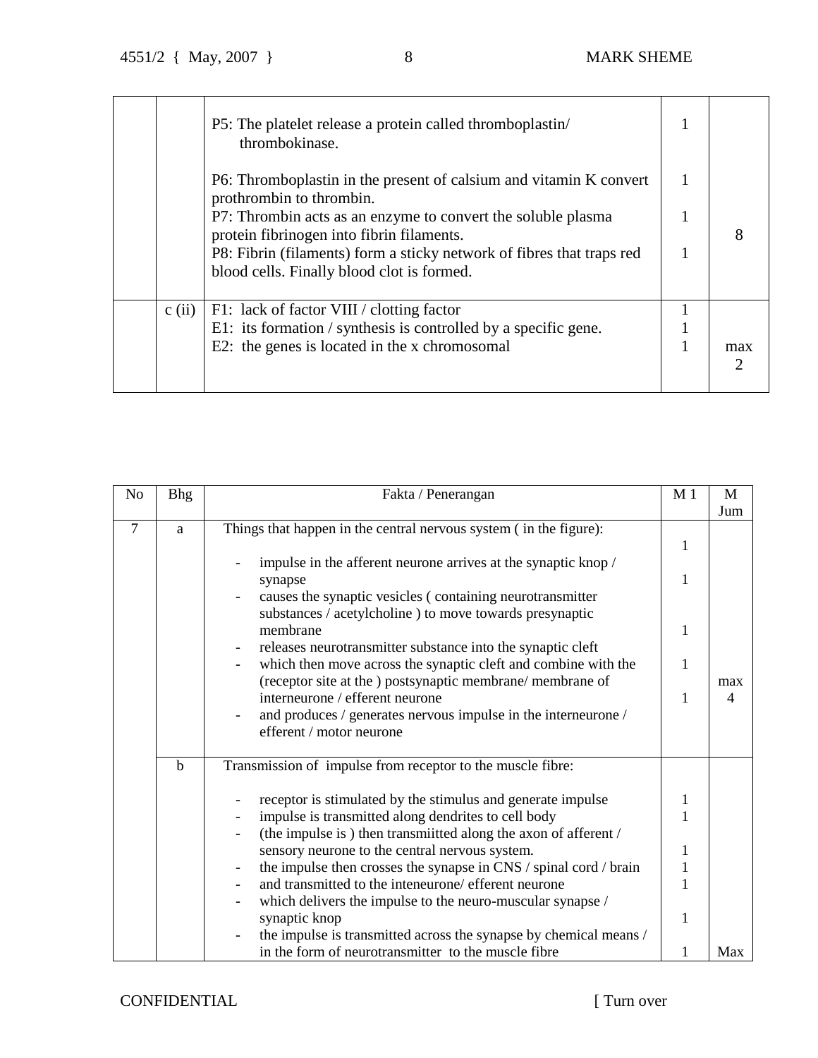| | | | | |
|---|---|---|---|---|
| | | P5: The platelet release a protein called thromboplastin/ thrombokinase. | 1 | |
| | | P6: Thromboplastin in the present of calsium and vitamin K convert prothrombin to thrombin. | 1 | |
| | | P7: Thrombin acts as an enzyme to convert the soluble plasma protein fibrinogen into fibrin filaments. | 1 | 8 |
| | | P8: Fibrin (filaments) form a sticky network of fibres that traps red blood cells. Finally blood clot is formed. | 1 | |
| | c (ii) | F1: lack of factor VIII / clotting factor<br>E1: its formation / synthesis is controlled by a specific gene.<br>E2: the genes is located in the x chromosomal | 1<br>1<br>1 | max 2 |

| No | Bhg | Fakta / Penerangan | M 1 | M Jum |
|---|---|---|---|---|
| 7 | a | Things that happen in the central nervous system ( in the figure):<br>- impulse in the afferent neurone arrives at the synaptic knop / synapse<br>- causes the synaptic vesicles ( containing neurotransmitter substances / acetylcholine ) to move towards presynaptic membrane<br>- releases neurotransmitter substance into the synaptic cleft<br>- which then move across the synaptic cleft and combine with the (receptor site at the ) postsynaptic membrane/ membrane of interneurone / efferent neurone<br>- and produces / generates nervous impulse in the interneurone / efferent / motor neurone | 1<br>1<br>1<br>1<br>1 | max 4 |
| | b | Transmission of impulse from receptor to the muscle fibre:<br>- receptor is stimulated by the stimulus and generate impulse<br>- impulse is transmitted along dendrites to cell body<br>- (the impulse is ) then transmiitted along the axon of afferent / sensory neurone to the central nervous system.<br>- the impulse then crosses the synapse in CNS / spinal cord / brain<br>- and transmitted to the inteneurone/ efferent neurone<br>- which delivers the impulse to the neuro-muscular synapse / synaptic knop<br>- the impulse is transmitted across the synapse by chemical means / in the form of neurotransmitter to the muscle fibre | 1<br>1<br>1<br>1<br>1<br>1<br>1 | Max |

CONFIDENTIAL [ Turn over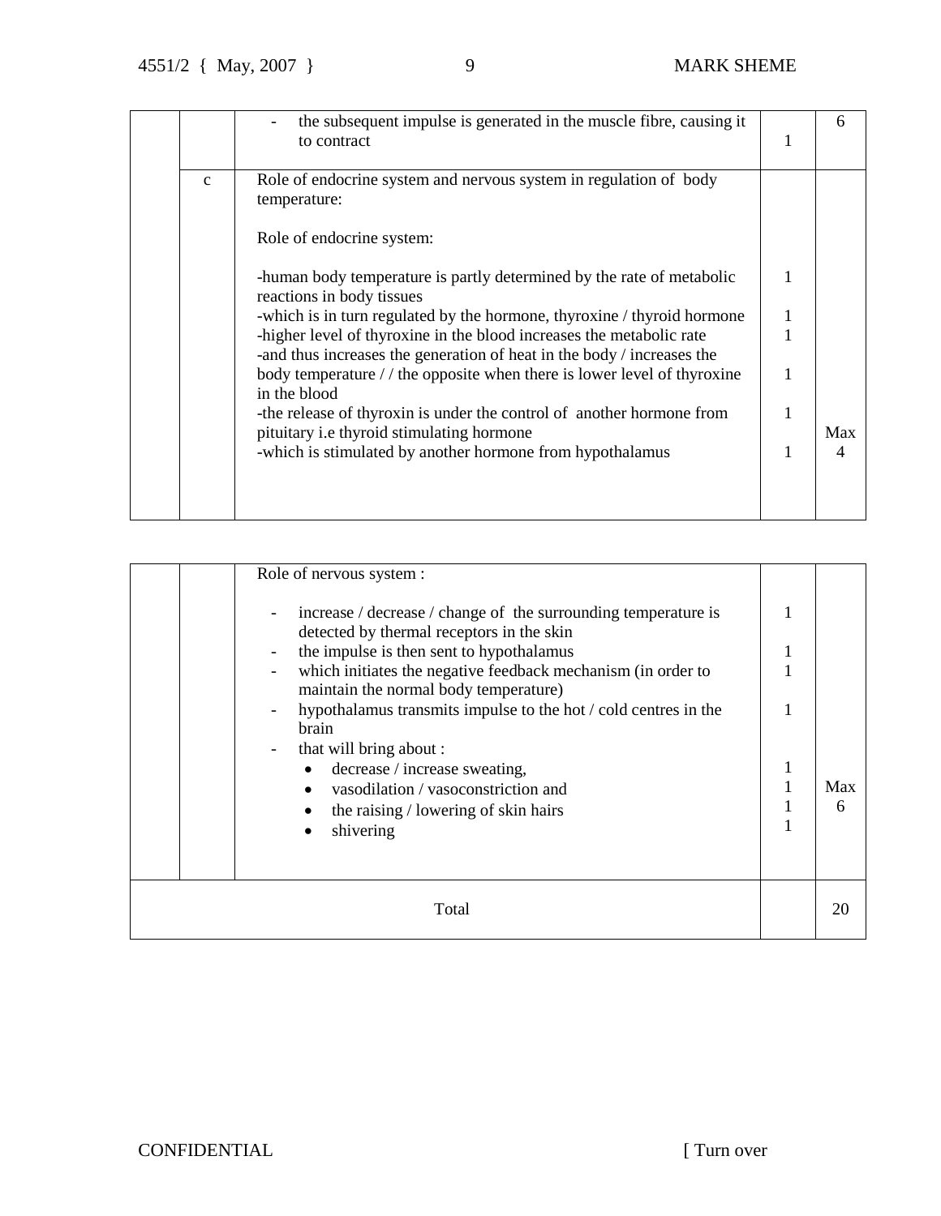| | | | | |
|---|---|---|---|---|
| | | - the subsequent impulse is generated in the muscle fibre, causing it to contract | 1 | 6 |
| | c | Role of endocrine system and nervous system in regulation of body temperature:<br><br>Role of endocrine system:<br><br>-human body temperature is partly determined by the rate of metabolic reactions in body tissues<br>-which is in turn regulated by the hormone, thyroxine / thyroid hormone<br>-higher level of thyroxine in the blood increases the metabolic rate<br>-and thus increases the generation of heat in the body / increases the body temperature / / the opposite when there is lower level of thyroxine in the blood<br>-the release of thyroxin is under the control of another hormone from pituitary i.e thyroid stimulating hormone<br>-which is stimulated by another hormone from hypothalamus | <br><br><br><br>1<br><br>1<br>1<br><br>1<br><br>1<br><br>1 | Max 4 |

| | | | | |
|---|---|---|---|---|
| | | Role of nervous system :<br><br>- increase / decrease / change of the surrounding temperature is detected by thermal receptors in the skin<br>- the impulse is then sent to hypothalamus<br>- which initiates the negative feedback mechanism (in order to maintain the normal body temperature)<br>- hypothalamus transmits impulse to the hot / cold centres in the brain<br>- that will bring about :<br>• decrease / increase sweating,<br>• vasodilation / vasoconstriction and<br>• the raising / lowering of skin hairs<br>• shivering | <br><br>1<br><br>1<br>1<br><br>1<br><br><br>1<br>1<br>1<br>1 | Max 6 |
| Total | | | | 20 |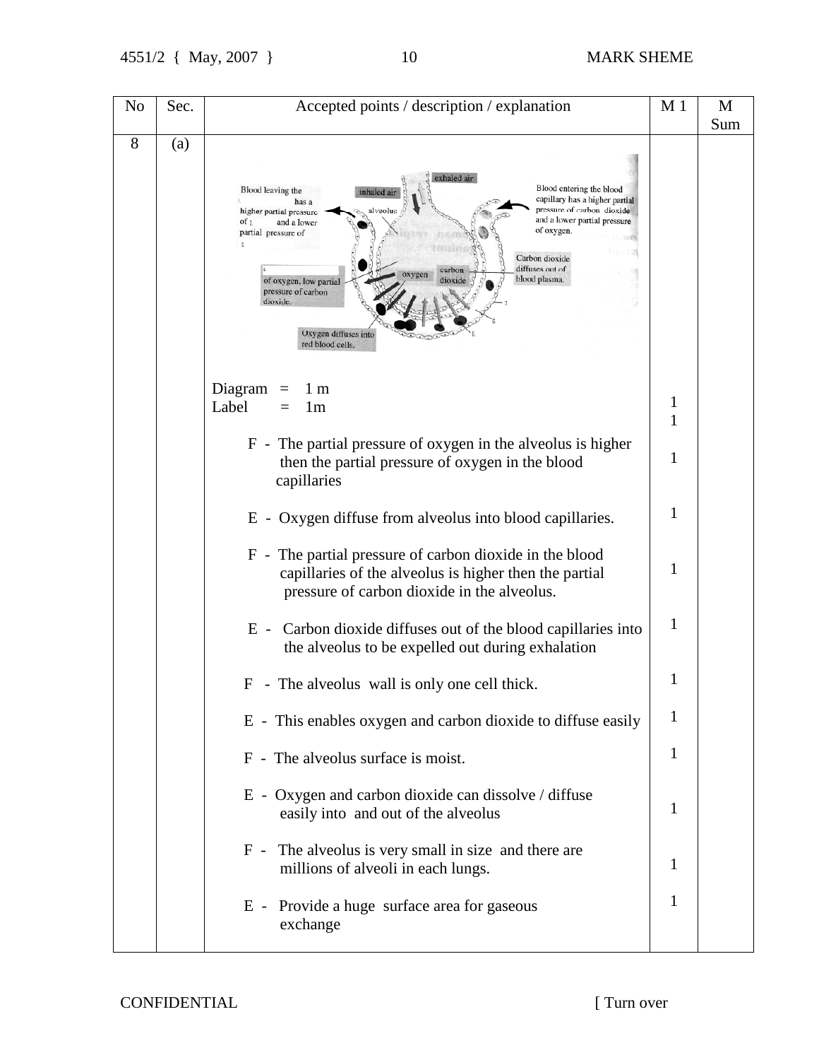| No | Sec. | Accepted points / description / explanation | M 1 | M Sum |
|---|---|---|---|---|
| 8 | (a) | Blood leaving the ... has a higher partial pressure of ... and a lower partial pressure of ...; inhaled air; exhaled air; alveolus; Blood entering the blood capillary has a higher partial pressure of carbon dioxide and a lower partial pressure of oxygen.; Carbon dioxide diffuses out of blood plasma.; oxygen; carbon dioxide; ... of oxygen, low partial pressure of carbon dioxide.; Oxygen diffuses into red blood cells. | | |
| | | Diagram = 1 m | 1 | |
| | | Label = 1m | 1 | |
| | | F - The partial pressure of oxygen in the alveolus is higher then the partial pressure of oxygen in the blood capillaries | 1 | |
| | | E - Oxygen diffuse from alveolus into blood capillaries. | 1 | |
| | | F - The partial pressure of carbon dioxide in the blood capillaries of the alveolus is higher then the partial pressure of carbon dioxide in the alveolus. | 1 | |
| | | E - Carbon dioxide diffuses out of the blood capillaries into the alveolus to be expelled out during exhalation | 1 | |
| | | F - The alveolus wall is only one cell thick. | 1 | |
| | | E - This enables oxygen and carbon dioxide to diffuse easily | 1 | |
| | | F - The alveolus surface is moist. | 1 | |
| | | E - Oxygen and carbon dioxide can dissolve / diffuse easily into and out of the alveolus | 1 | |
| | | F - The alveolus is very small in size and there are millions of alveoli in each lungs. | 1 | |
| | | E - Provide a huge surface area for gaseous exchange | 1 | |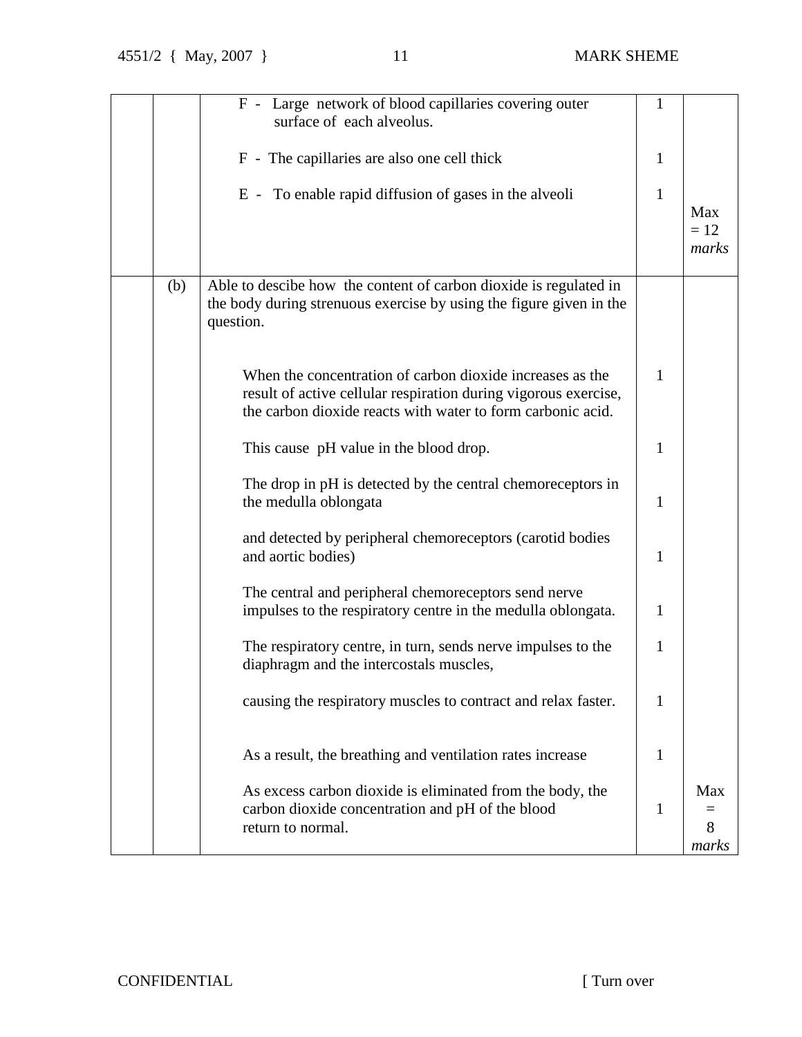| | | | | |
|---|---|---|---|---|
| | | F - Large network of blood capillaries covering outer surface of each alveolus. | 1 | |
| | | F - The capillaries are also one cell thick | 1 | |
| | | E - To enable rapid diffusion of gases in the alveoli | 1 | Max = 12 *marks* |
| | (b) | Able to descibe how the content of carbon dioxide is regulated in the body during strenuous exercise by using the figure given in the question. | | |
| | | When the concentration of carbon dioxide increases as the result of active cellular respiration during vigorous exercise, the carbon dioxide reacts with water to form carbonic acid. | 1 | |
| | | This cause pH value in the blood drop. | 1 | |
| | | The drop in pH is detected by the central chemoreceptors in the medulla oblongata | 1 | |
| | | and detected by peripheral chemoreceptors (carotid bodies and aortic bodies) | 1 | |
| | | The central and peripheral chemoreceptors send nerve impulses to the respiratory centre in the medulla oblongata. | 1 | |
| | | The respiratory centre, in turn, sends nerve impulses to the diaphragm and the intercostals muscles, | 1 | |
| | | causing the respiratory muscles to contract and relax faster. | 1 | |
| | | As a result, the breathing and ventilation rates increase | 1 | |
| | | As excess carbon dioxide is eliminated from the body, the carbon dioxide concentration and pH of the blood return to normal. | 1 | Max = 8 *marks* |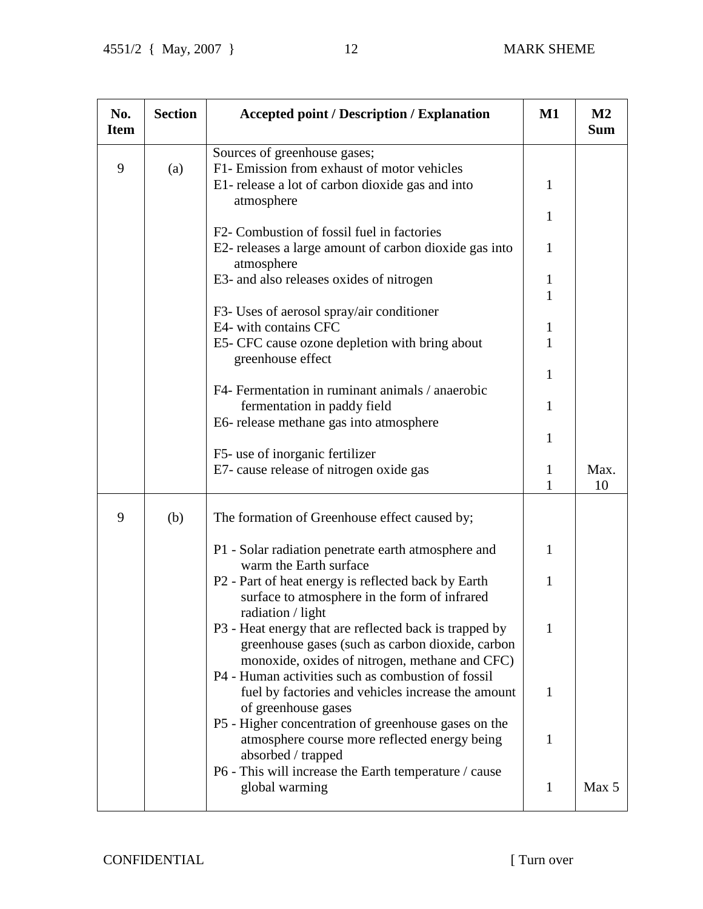| No. Item | Section | Accepted point / Description / Explanation | M1 | M2 Sum |
|---|---|---|---|---|
| 9 | (a) | Sources of greenhouse gases; | | |
| | | F1- Emission from exhaust of motor vehicles | 1 | |
| | | E1- release a lot of carbon dioxide gas and into atmosphere | 1 | |
| | | F2- Combustion of fossil fuel in factories | 1 | |
| | | E2- releases a large amount of carbon dioxide gas into atmosphere | 1 | |
| | | E3- and also releases oxides of nitrogen | 1 | |
| | | F3- Uses of aerosol spray/air conditioner | 1 | |
| | | E4- with contains CFC | 1 | |
| | | E5- CFC cause ozone depletion with bring about greenhouse effect | 1 | |
| | | F4- Fermentation in ruminant animals / anaerobic fermentation in paddy field | 1 | |
| | | E6- release methane gas into atmosphere | 1 | |
| | | F5- use of inorganic fertilizer | 1 | |
| | | E7- cause release of nitrogen oxide gas | 1 | Max. 10 |
| 9 | (b) | The formation of Greenhouse effect caused by; | | |
| | | P1 - Solar radiation penetrate earth atmosphere and warm the Earth surface | 1 | |
| | | P2 - Part of heat energy is reflected back by Earth surface to atmosphere in the form of infrared radiation / light | 1 | |
| | | P3 - Heat energy that are reflected back is trapped by greenhouse gases (such as carbon dioxide, carbon monoxide, oxides of nitrogen, methane and CFC) | 1 | |
| | | P4 - Human activities such as combustion of fossil fuel by factories and vehicles increase the amount of greenhouse gases | 1 | |
| | | P5 - Higher concentration of greenhouse gases on the atmosphere course more reflected energy being absorbed / trapped | 1 | |
| | | P6 - This will increase the Earth temperature / cause global warming | 1 | Max 5 |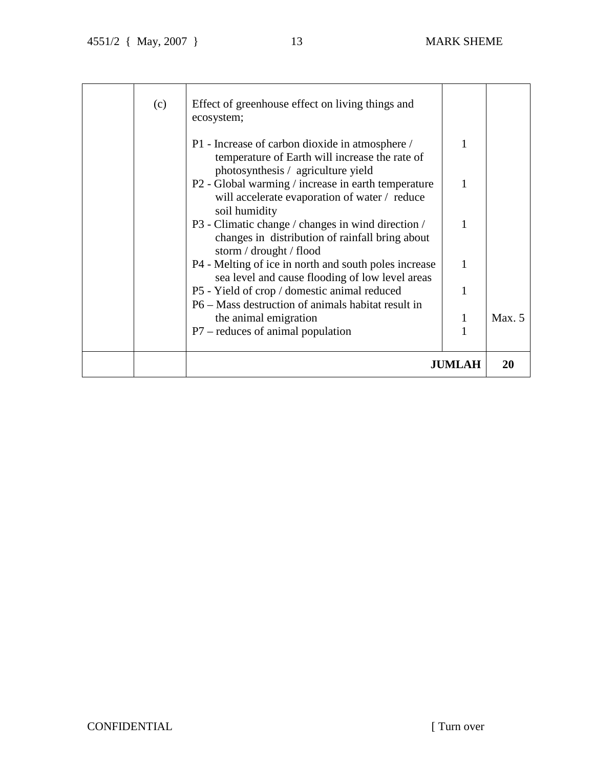| | | | | |
|---|---|---|---|---|
| | (c) | Effect of greenhouse effect on living things and ecosystem;<br><br>P1 - Increase of carbon dioxide in atmosphere / temperature of Earth will increase the rate of photosynthesis / agriculture yield<br>P2 - Global warming / increase in earth temperature will accelerate evaporation of water / reduce soil humidity<br>P3 - Climatic change / changes in wind direction / changes in distribution of rainfall bring about storm / drought / flood<br>P4 - Melting of ice in north and south poles increase sea level and cause flooding of low level areas<br>P5 - Yield of crop / domestic animal reduced<br>P6 – Mass destruction of animals habitat result in the animal emigration<br>P7 – reduces of animal population | <br><br>1<br><br>1<br><br>1<br><br>1<br>1<br><br>1<br>1 | Max. 5 |
| | | | **JUMLAH** | **20** |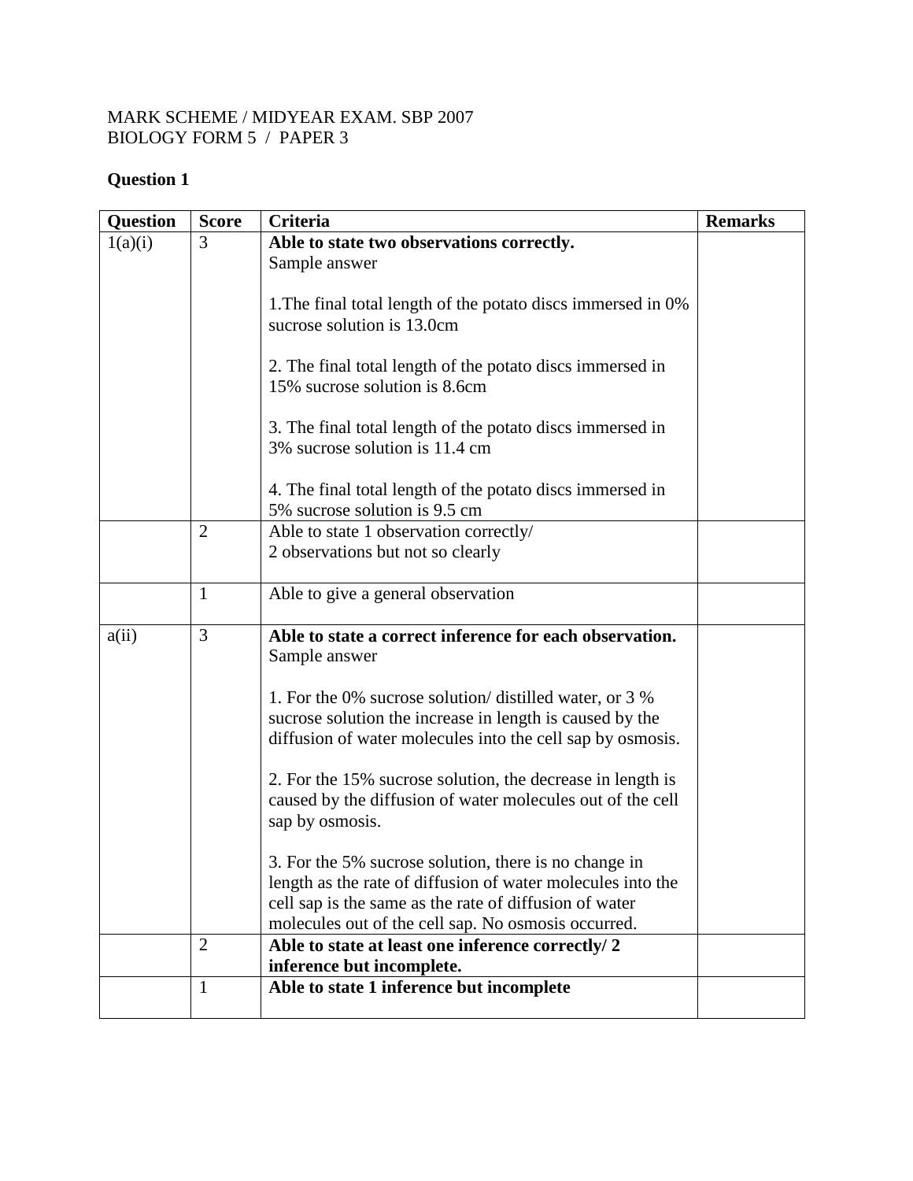MARK SCHEME / MIDYEAR EXAM. SBP 2007
BIOLOGY FORM 5 / PAPER 3

**Question 1**

| Question | Score | Criteria | Remarks |
|---|---|---|---|
| 1(a)(i) | 3 | **Able to state two observations correctly.**<br>Sample answer<br><br>1.The final total length of the potato discs immersed in 0% sucrose solution is 13.0cm<br><br>2. The final total length of the potato discs immersed in 15% sucrose solution is 8.6cm<br><br>3. The final total length of the potato discs immersed in 3% sucrose solution is 11.4 cm<br><br>4. The final total length of the potato discs immersed in 5% sucrose solution is 9.5 cm | |
| | 2 | Able to state 1 observation correctly/<br>2 observations but not so clearly | |
| | 1 | Able to give a general observation | |
| a(ii) | 3 | **Able to state a correct inference for each observation.**<br>Sample answer<br><br>1. For the 0% sucrose solution/ distilled water, or 3 % sucrose solution the increase in length is caused by the diffusion of water molecules into the cell sap by osmosis.<br><br>2. For the 15% sucrose solution, the decrease in length is caused by the diffusion of water molecules out of the cell sap by osmosis.<br><br>3. For the 5% sucrose solution, there is no change in length as the rate of diffusion of water molecules into the cell sap is the same as the rate of diffusion of water molecules out of the cell sap. No osmosis occurred. | |
| | 2 | **Able to state at least one inference correctly/ 2 inference but incomplete.** | |
| | 1 | **Able to state 1 inference but incomplete** | |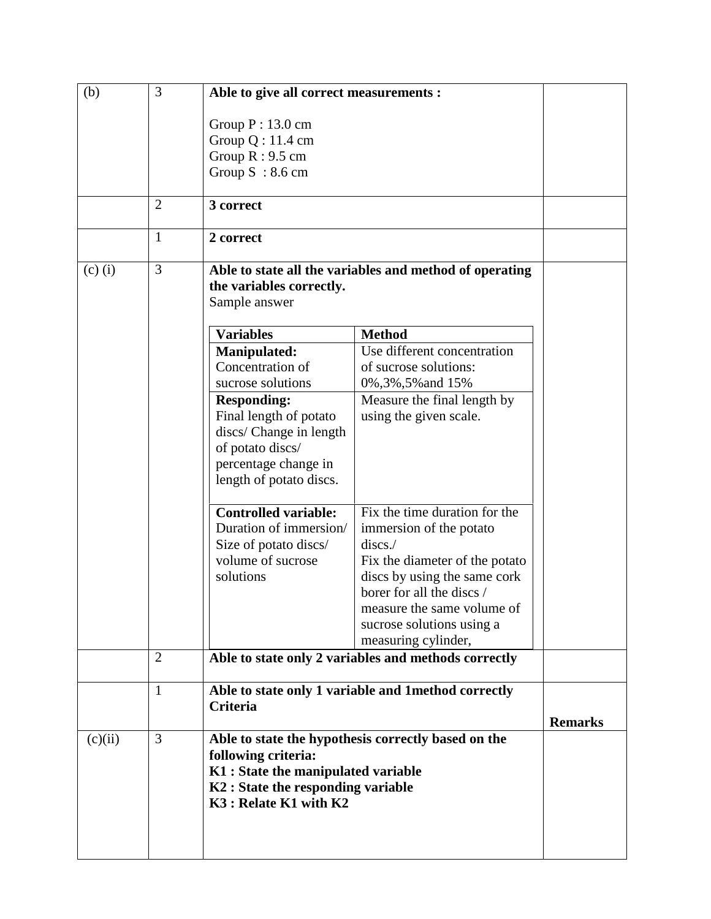| | | | |
|---|---|---|---|
| (b) | 3 | **Able to give all correct measurements :**<br><br>Group P : 13.0 cm<br>Group Q : 11.4 cm<br>Group R : 9.5 cm<br>Group S : 8.6 cm | |
| | 2 | **3 correct** | |
| | 1 | **2 correct** | |
| (c) (i) | 3 | **Able to state all the variables and method of operating the variables correctly.**<br>Sample answer<br><br>**Variables** — **Method**<br>**Manipulated:** Concentration of sucrose solutions — Use different concentration of sucrose solutions: 0%,3%,5%and 15%<br>**Responding:** Final length of potato discs/ Change in length of potato discs/ percentage change in length of potato discs. — Measure the final length by using the given scale.<br>**Controlled variable:** Duration of immersion/ Size of potato discs/ volume of sucrose solutions — Fix the time duration for the immersion of the potato discs./ Fix the diameter of the potato discs by using the same cork borer for all the discs / measure the same volume of sucrose solutions using a measuring cylinder, | |
| | 2 | **Able to state only 2 variables and methods correctly** | |
| | 1 | **Able to state only 1 variable and 1method correctly**<br>**Criteria** | **Remarks** |
| (c)(ii) | 3 | **Able to state the hypothesis correctly based on the following criteria:**<br>**K1 : State the manipulated variable**<br>**K2 : State the responding variable**<br>**K3 : Relate K1 with K2** | |

Sample answer table for (c)(i):

| Variables | Method |
|---|---|
| **Manipulated:** Concentration of sucrose solutions | Use different concentration of sucrose solutions: 0%,3%,5%and 15% |
| **Responding:** Final length of potato discs/ Change in length of potato discs/ percentage change in length of potato discs. | Measure the final length by using the given scale. |
| **Controlled variable:** Duration of immersion/ Size of potato discs/ volume of sucrose solutions | Fix the time duration for the immersion of the potato discs./ Fix the diameter of the potato discs by using the same cork borer for all the discs / measure the same volume of sucrose solutions using a measuring cylinder, |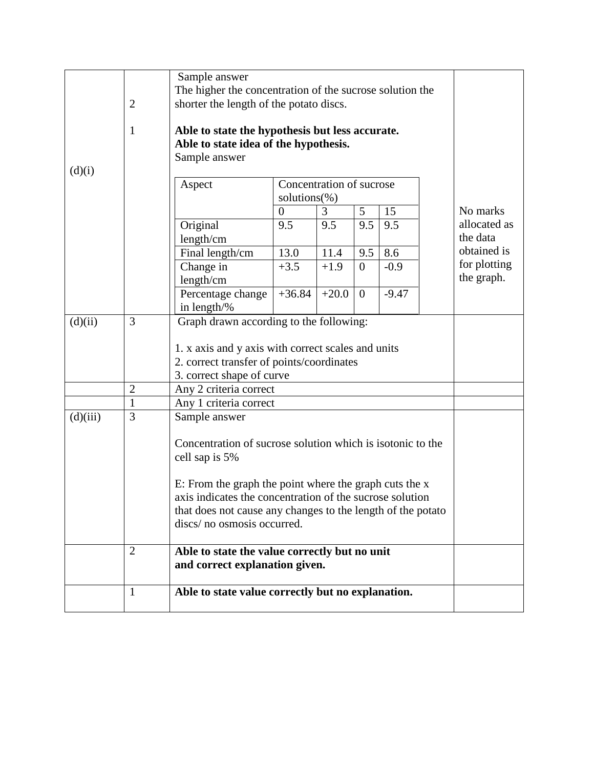| | | | |
|---|---|---|---|
| (d)(i) | 2<br><br>1 | Sample answer<br>The higher the concentration of the sucrose solution the shorter the length of the potato discs.<br><br>**Able to state the hypothesis but less accurate.**<br>**Able to state idea of the hypothesis.**<br>Sample answer | No marks allocated as the data obtained is for plotting the graph. |

| Aspect | Concentration of sucrose solutions(%) | | | |
|---|---|---|---|---|
| | 0 | 3 | 5 | 15 |
| Original length/cm | 9.5 | 9.5 | 9.5 | 9.5 |
| Final length/cm | 13.0 | 11.4 | 9.5 | 8.6 |
| Change in length/cm | +3.5 | +1.9 | 0 | -0.9 |
| Percentage change in length/% | +36.84 | +20.0 | 0 | -9.47 |

| | | | |
|---|---|---|---|
| (d)(ii) | 3 | Graph drawn according to the following:<br><br>1. x axis and y axis with correct scales and units<br>2. correct transfer of points/coordinates<br>3. correct shape of curve | |
| | 2 | Any 2 criteria correct | |
| | 1 | Any 1 criteria correct | |
| (d)(iii) | 3 | Sample answer<br><br>Concentration of sucrose solution which is isotonic to the cell sap is 5%<br><br>E: From the graph the point where the graph cuts the x axis indicates the concentration of the sucrose solution that does not cause any changes to the length of the potato discs/ no osmosis occurred. | |
| | 2 | **Able to state the value correctly but no unit and correct explanation given.** | |
| | 1 | **Able to state value correctly but no explanation.** | |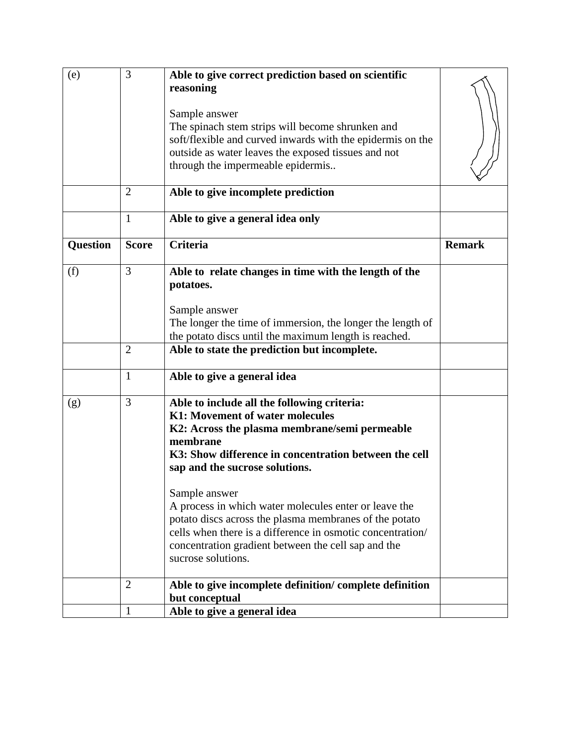| (e) | 3 | **Able to give correct prediction based on scientific reasoning**<br><br>Sample answer<br>The spinach stem strips will become shrunken and soft/flexible and curved inwards with the epidermis on the outside as water leaves the exposed tissues and not through the impermeable epidermis.. | |
|---|---|---|---|
| | 2 | **Able to give incomplete prediction** | |
| | 1 | **Able to give a general idea only** | |
| **Question** | **Score** | **Criteria** | **Remark** |
| (f) | 3 | **Able to relate changes in time with the length of the potatoes.**<br><br>Sample answer<br>The longer the time of immersion, the longer the length of the potato discs until the maximum length is reached. | |
| | 2 | **Able to state the prediction but incomplete.** | |
| | 1 | **Able to give a general idea** | |
| (g) | 3 | **Able to include all the following criteria:**<br>**K1: Movement of water molecules**<br>**K2: Across the plasma membrane/semi permeable membrane**<br>**K3: Show difference in concentration between the cell sap and the sucrose solutions.**<br><br>Sample answer<br>A process in which water molecules enter or leave the potato discs across the plasma membranes of the potato cells when there is a difference in osmotic concentration/ concentration gradient between the cell sap and the sucrose solutions. | |
| | 2 | **Able to give incomplete definition/ complete definition but conceptual** | |
| | 1 | **Able to give a general idea** | |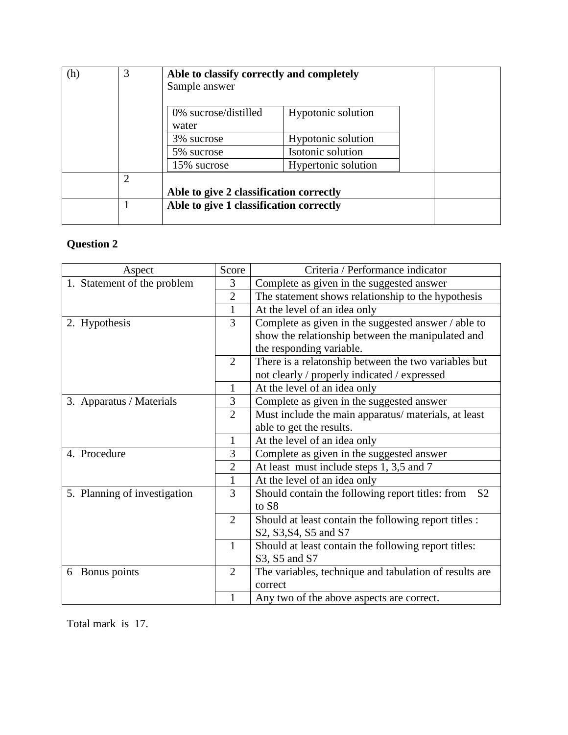| (h) | 3 | **Able to classify correctly and completely**<br>Sample answer<br><br>0% sucrose/distilled water — Hypotonic solution<br>3% sucrose — Hypotonic solution<br>5% sucrose — Isotonic solution<br>15% sucrose — Hypertonic solution | |
|---|---|---|---|
| | 2 | **Able to give 2 classification correctly** | |
| | 1 | **Able to give 1 classification correctly** | |

**Question 2**

| Aspect | Score | Criteria / Performance indicator |
|---|---|---|
| 1. Statement of the problem | 3 | Complete as given in the suggested answer |
| | 2 | The statement shows relationship to the hypothesis |
| | 1 | At the level of an idea only |
| 2. Hypothesis | 3 | Complete as given in the suggested answer / able to show the relationship between the manipulated and the responding variable. |
| | 2 | There is a relatonship between the two variables but not clearly / properly indicated / expressed |
| | 1 | At the level of an idea only |
| 3. Apparatus / Materials | 3 | Complete as given in the suggested answer |
| | 2 | Must include the main apparatus/ materials, at least able to get the results. |
| | 1 | At the level of an idea only |
| 4. Procedure | 3 | Complete as given in the suggested answer |
| | 2 | At least must include steps 1, 3,5 and 7 |
| | 1 | At the level of an idea only |
| 5. Planning of investigation | 3 | Should contain the following report titles: from S2 to S8 |
| | 2 | Should at least contain the following report titles : S2, S3,S4, S5 and S7 |
| | 1 | Should at least contain the following report titles: S3, S5 and S7 |
| 6 Bonus points | 2 | The variables, technique and tabulation of results are correct |
| | 1 | Any two of the above aspects are correct. |

Total mark is 17.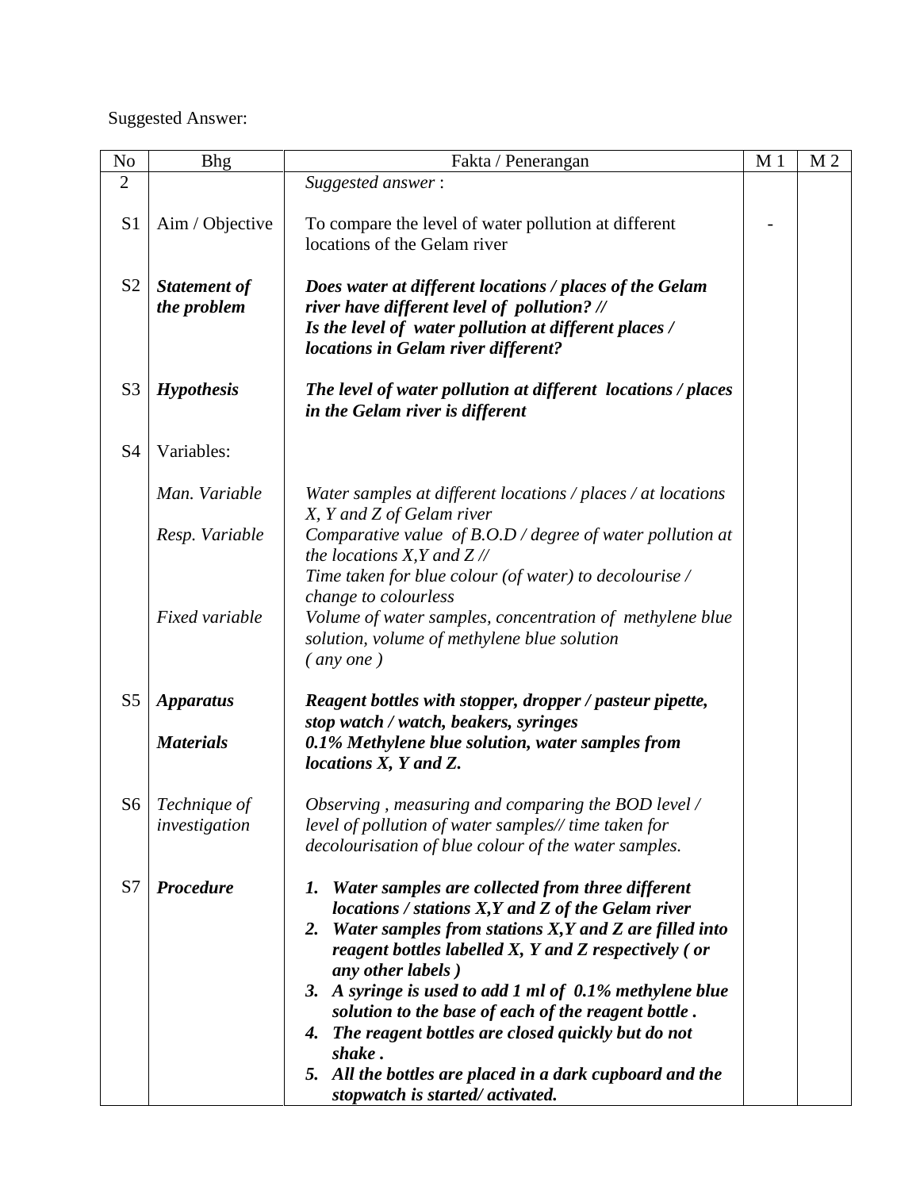Suggested Answer:

| No | Bhg | Fakta / Penerangan | M 1 | M 2 |
|---|---|---|---|---|
| 2 | | *Suggested answer* : | | |
| S1 | Aim / Objective | To compare the level of water pollution at different locations of the Gelam river | - | |
| S2 | ***Statement of the problem*** | ***Does water at different locations / places of the Gelam river have different level of pollution? // Is the level of water pollution at different places / locations in Gelam river different?*** | | |
| S3 | ***Hypothesis*** | ***The level of water pollution at different locations / places in the Gelam river is different*** | | |
| S4 | Variables: | | | |
| | *Man. Variable* | *Water samples at different locations / places / at locations X, Y and Z of Gelam river* | | |
| | *Resp. Variable* | *Comparative value of B.O.D / degree of water pollution at the locations X,Y and Z // Time taken for blue colour (of water) to decolourise / change to colourless* | | |
| | *Fixed variable* | *Volume of water samples, concentration of methylene blue solution, volume of methylene blue solution ( any one )* | | |
| S5 | ***Apparatus*** | ***Reagent bottles with stopper, dropper / pasteur pipette, stop watch / watch, beakers, syringes*** | | |
| | ***Materials*** | ***0.1% Methylene blue solution, water samples from locations X, Y and Z.*** | | |
| S6 | *Technique of investigation* | *Observing , measuring and comparing the BOD level / level of pollution of water samples// time taken for decolourisation of blue colour of the water samples.* | | |
| S7 | ***Procedure*** | ***1. Water samples are collected from three different locations / stations X,Y and Z of the Gelam river*** <br> ***2. Water samples from stations X,Y and Z are filled into reagent bottles labelled X, Y and Z respectively ( or any other labels )*** <br> ***3. A syringe is used to add 1 ml of 0.1% methylene blue solution to the base of each of the reagent bottle .*** <br> ***4. The reagent bottles are closed quickly but do not shake .*** <br> ***5. All the bottles are placed in a dark cupboard and the stopwatch is started/ activated.*** | | |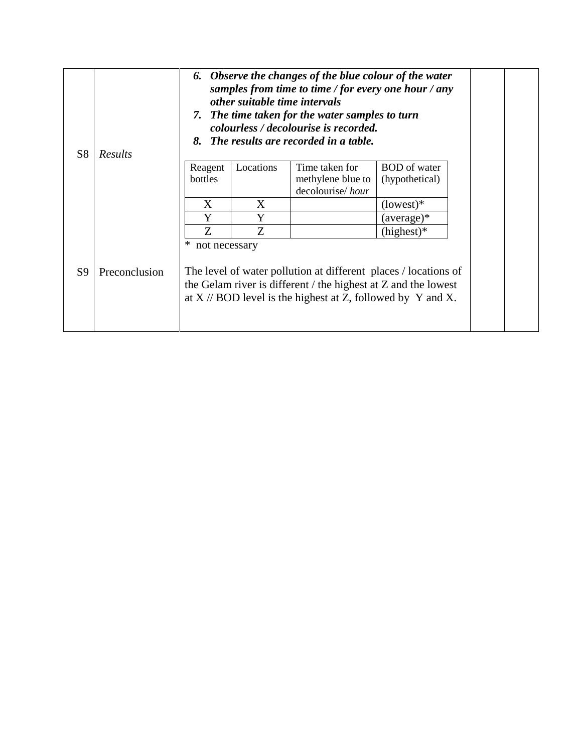| | | | | |
|---|---|---|---|---|
| | | ***6. Observe the changes of the blue colour of the water samples from time to time / for every one hour / any other suitable time intervals***<br>***7. The time taken for the water samples to turn colourless / decolourise is recorded.***<br>***8. The results are recorded in a table.*** | | |
| S8 | *Results* | (table below) | | |
| S9 | Preconclusion | The level of water pollution at different places / locations of the Gelam river is different / the highest at Z and the lowest at X // BOD level is the highest at Z, followed by Y and X. | | |

| Reagent bottles | Locations | Time taken for methylene blue to decolourise/ *hour* | BOD of water (hypothetical) |
|---|---|---|---|
| X | X | | (lowest)* |
| Y | Y | | (average)* |
| Z | Z | | (highest)* |

\* not necessary